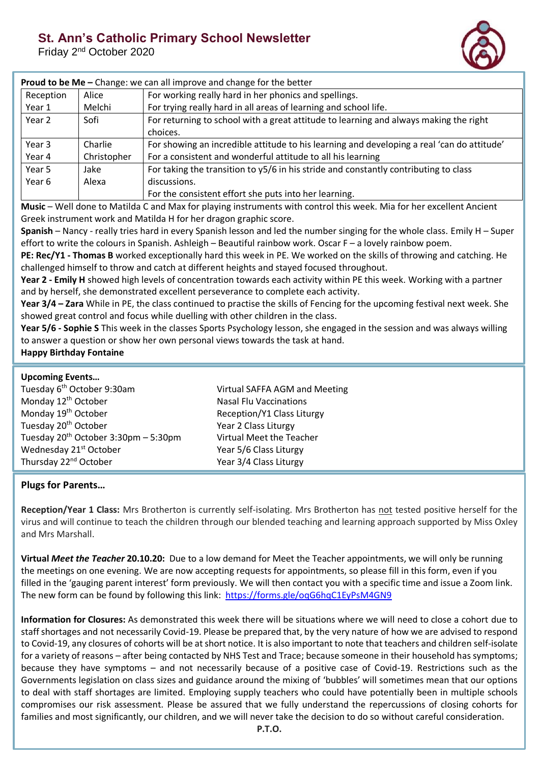# St. Ann's Catholic Primary School Newsletter

Friday 2nd October 2020

**Proud to be Me –** Change: we can all improve and change for the better

| Year | Name | Reason |
|---|---|---|
| Reception | Alice | For working really hard in her phonics and spellings. |
| Year 1 | Melchi | For trying really hard in all areas of learning and school life. |
| Year 2 | Sofi | For returning to school with a great attitude to learning and always making the right choices. |
| Year 3 | Charlie | For showing an incredible attitude to his learning and developing a real 'can do attitude' |
| Year 4 | Christopher | For a consistent and wonderful attitude to all his learning |
| Year 5 | Jake | For taking the transition to y5/6 in his stride and constantly contributing to class discussions. |
| Year 6 | Alexa | For the consistent effort she puts into her learning. |

**Music** – Well done to Matilda C and Max for playing instruments with control this week. Mia for her excellent Ancient Greek instrument work and Matilda H for her dragon graphic score.

**Spanish** – Nancy - really tries hard in every Spanish lesson and led the number singing for the whole class. Emily H – Super effort to write the colours in Spanish. Ashleigh – Beautiful rainbow work. Oscar F – a lovely rainbow poem.

**PE: Rec/Y1 - Thomas B** worked exceptionally hard this week in PE. We worked on the skills of throwing and catching. He challenged himself to throw and catch at different heights and stayed focused throughout.

**Year 2 - Emily H** showed high levels of concentration towards each activity within PE this week. Working with a partner and by herself, she demonstrated excellent perseverance to complete each activity.

**Year 3/4 – Zara** While in PE, the class continued to practise the skills of Fencing for the upcoming festival next week. She showed great control and focus while duelling with other children in the class.

**Year 5/6 - Sophie S** This week in the classes Sports Psychology lesson, she engaged in the session and was always willing to answer a question or show her own personal views towards the task at hand.

**Happy Birthday Fontaine**

**Upcoming Events…**

| | |
|---|---|
| Tuesday 6th October 9:30am | Virtual SAFFA AGM and Meeting |
| Monday 12th October | Nasal Flu Vaccinations |
| Monday 19th October | Reception/Y1 Class Liturgy |
| Tuesday 20th October | Year 2 Class Liturgy |
| Tuesday 20th October 3:30pm – 5:30pm | Virtual Meet the Teacher |
| Wednesday 21st October | Year 5/6 Class Liturgy |
| Thursday 22nd October | Year 3/4 Class Liturgy |

**Plugs for Parents…**

**Reception/Year 1 Class:** Mrs Brotherton is currently self-isolating. Mrs Brotherton has not tested positive herself for the virus and will continue to teach the children through our blended teaching and learning approach supported by Miss Oxley and Mrs Marshall.

**Virtual *Meet the Teacher* 20.10.20:** Due to a low demand for Meet the Teacher appointments, we will only be running the meetings on one evening. We are now accepting requests for appointments, so please fill in this form, even if you filled in the 'gauging parent interest' form previously. We will then contact you with a specific time and issue a Zoom link. The new form can be found by following this link: https://forms.gle/oqG6hqC1EyPsM4GN9

**Information for Closures:** As demonstrated this week there will be situations where we will need to close a cohort due to staff shortages and not necessarily Covid-19. Please be prepared that, by the very nature of how we are advised to respond to Covid-19, any closures of cohorts will be at short notice. It is also important to note that teachers and children self-isolate for a variety of reasons – after being contacted by NHS Test and Trace; because someone in their household has symptoms; because they have symptoms – and not necessarily because of a positive case of Covid-19. Restrictions such as the Governments legislation on class sizes and guidance around the mixing of 'bubbles' will sometimes mean that our options to deal with staff shortages are limited. Employing supply teachers who could have potentially been in multiple schools compromises our risk assessment. Please be assured that we fully understand the repercussions of closing cohorts for families and most significantly, our children, and we will never take the decision to do so without careful consideration.

**P.T.O.**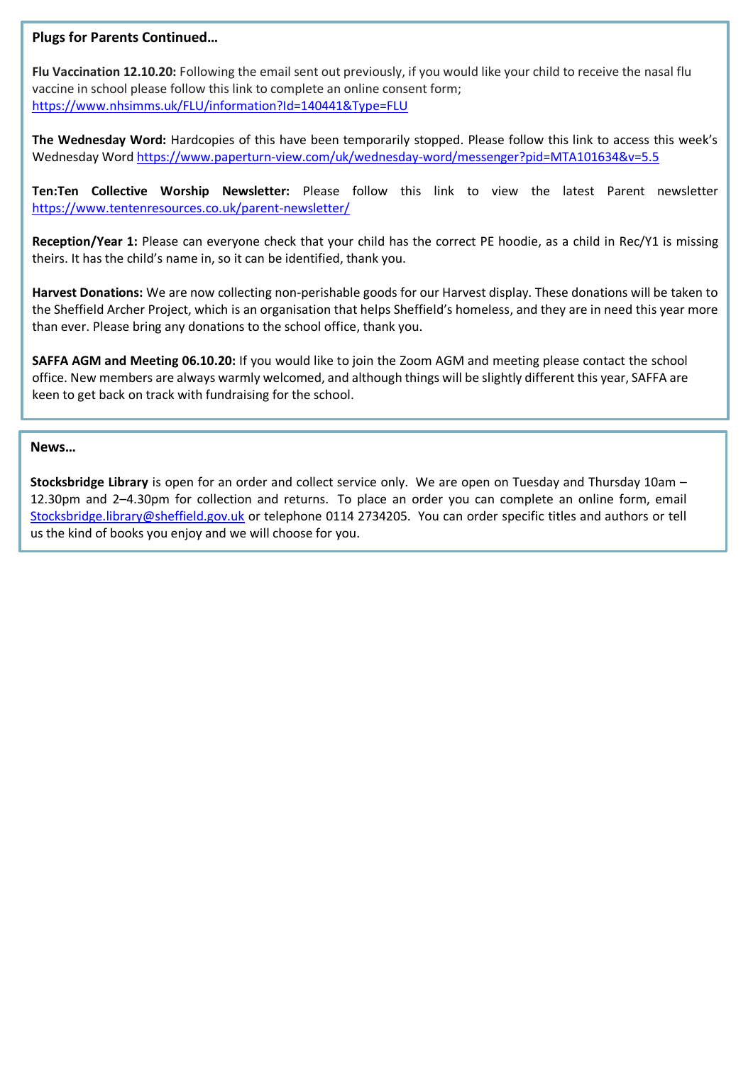## Plugs for Parents Continued…

**Flu Vaccination 12.10.20:** Following the email sent out previously, if you would like your child to receive the nasal flu vaccine in school please follow this link to complete an online consent form; https://www.nhsimms.uk/FLU/information?Id=140441&Type=FLU

**The Wednesday Word:** Hardcopies of this have been temporarily stopped. Please follow this link to access this week's Wednesday Word https://www.paperturn-view.com/uk/wednesday-word/messenger?pid=MTA101634&v=5.5

**Ten:Ten Collective Worship Newsletter:** Please follow this link to view the latest Parent newsletter https://www.tentenresources.co.uk/parent-newsletter/

**Reception/Year 1:** Please can everyone check that your child has the correct PE hoodie, as a child in Rec/Y1 is missing theirs. It has the child's name in, so it can be identified, thank you.

**Harvest Donations:** We are now collecting non-perishable goods for our Harvest display. These donations will be taken to the Sheffield Archer Project, which is an organisation that helps Sheffield's homeless, and they are in need this year more than ever. Please bring any donations to the school office, thank you.

**SAFFA AGM and Meeting 06.10.20:** If you would like to join the Zoom AGM and meeting please contact the school office. New members are always warmly welcomed, and although things will be slightly different this year, SAFFA are keen to get back on track with fundraising for the school.

## News…

**Stocksbridge Library** is open for an order and collect service only. We are open on Tuesday and Thursday 10am – 12.30pm and 2–4.30pm for collection and returns. To place an order you can complete an online form, email Stocksbridge.library@sheffield.gov.uk or telephone 0114 2734205. You can order specific titles and authors or tell us the kind of books you enjoy and we will choose for you.